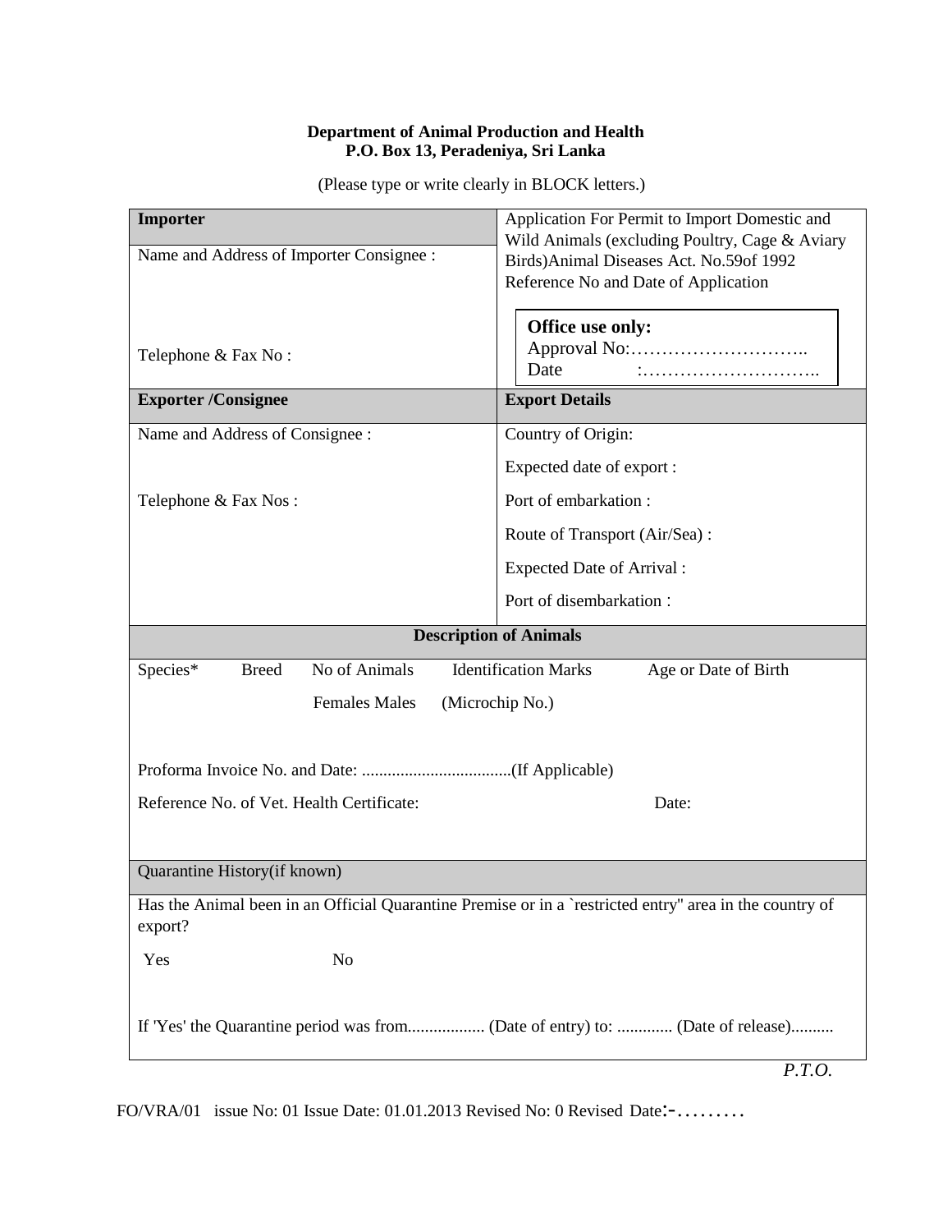**Department of Animal Production and Health**
**P.O. Box 13, Peradeniya, Sri Lanka**

(Please type or write clearly in BLOCK letters.)

| **Importer** | Application For Permit to Import Domestic and Wild Animals (excluding Poultry, Cage & Aviary Birds)Animal Diseases Act. No.59of 1992<br>Reference No and Date of Application |
|---|---|
| Name and Address of Importer Consignee :<br><br>Telephone & Fax No : | **Office use only:**<br>Approval No:………………………..<br>Date :……………………….. |
| **Exporter /Consignee** | **Export Details** |
| Name and Address of Consignee :<br><br>Telephone & Fax Nos : | Country of Origin:<br>Expected date of export :<br>Port of embarkation :<br>Route of Transport (Air/Sea) :<br>Expected Date of Arrival :<br>Port of disembarkation : |

**Description of Animals**

| Species* | Breed | No of Animals | | Identification Marks | Age or Date of Birth |
|---|---|---|---|---|---|
| | | Females | Males | (Microchip No.) | |
| | | | | | |

Proforma Invoice No. and Date: ...................................(If Applicable)

Reference No. of Vet. Health Certificate: Date:

**Quarantine History(if known)**

Has the Animal been in an Official Quarantine Premise or in a `restricted entry" area in the country of export?

Yes No

If 'Yes' the Quarantine period was from.................. (Date of entry) to: ............. (Date of release)..........

*P.T.O.*

FO/VRA/01 issue No: 01 Issue Date: 01.01.2013 Revised No: 0 Revised Date:-………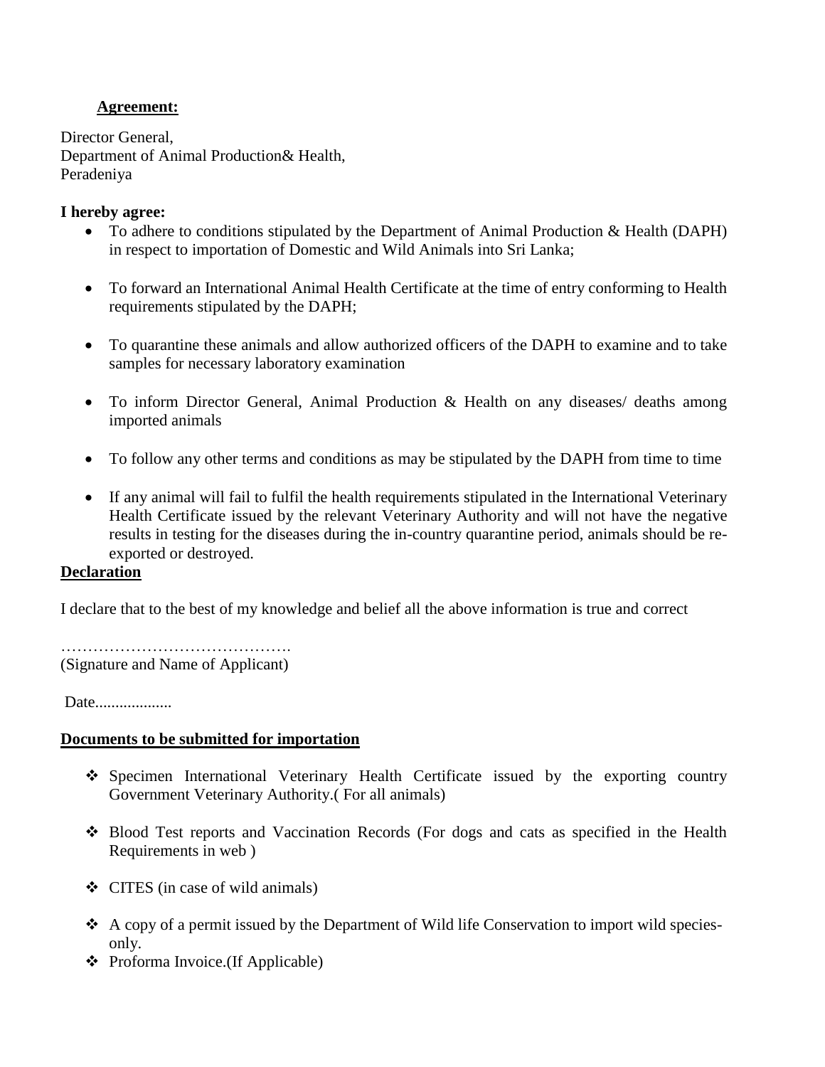**Agreement:**

Director General,
Department of Animal Production& Health,
Peradeniya

**I hereby agree:**

- To adhere to conditions stipulated by the Department of Animal Production & Health (DAPH) in respect to importation of Domestic and Wild Animals into Sri Lanka;
- To forward an International Animal Health Certificate at the time of entry conforming to Health requirements stipulated by the DAPH;
- To quarantine these animals and allow authorized officers of the DAPH to examine and to take samples for necessary laboratory examination
- To inform Director General, Animal Production & Health on any diseases/ deaths among imported animals
- To follow any other terms and conditions as may be stipulated by the DAPH from time to time
- If any animal will fail to fulfil the health requirements stipulated in the International Veterinary Health Certificate issued by the relevant Veterinary Authority and will not have the negative results in testing for the diseases during the in-country quarantine period, animals should be re-exported or destroyed.

**Declaration**

I declare that to the best of my knowledge and belief all the above information is true and correct

…………………………………….
(Signature and Name of Applicant)

Date...................

**Documents to be submitted for importation**

- Specimen International Veterinary Health Certificate issued by the exporting country Government Veterinary Authority.( For all animals)
- Blood Test reports and Vaccination Records (For dogs and cats as specified in the Health Requirements in web )
- CITES (in case of wild animals)
- A copy of a permit issued by the Department of Wild life Conservation to import wild species-only.
- Proforma Invoice.(If Applicable)